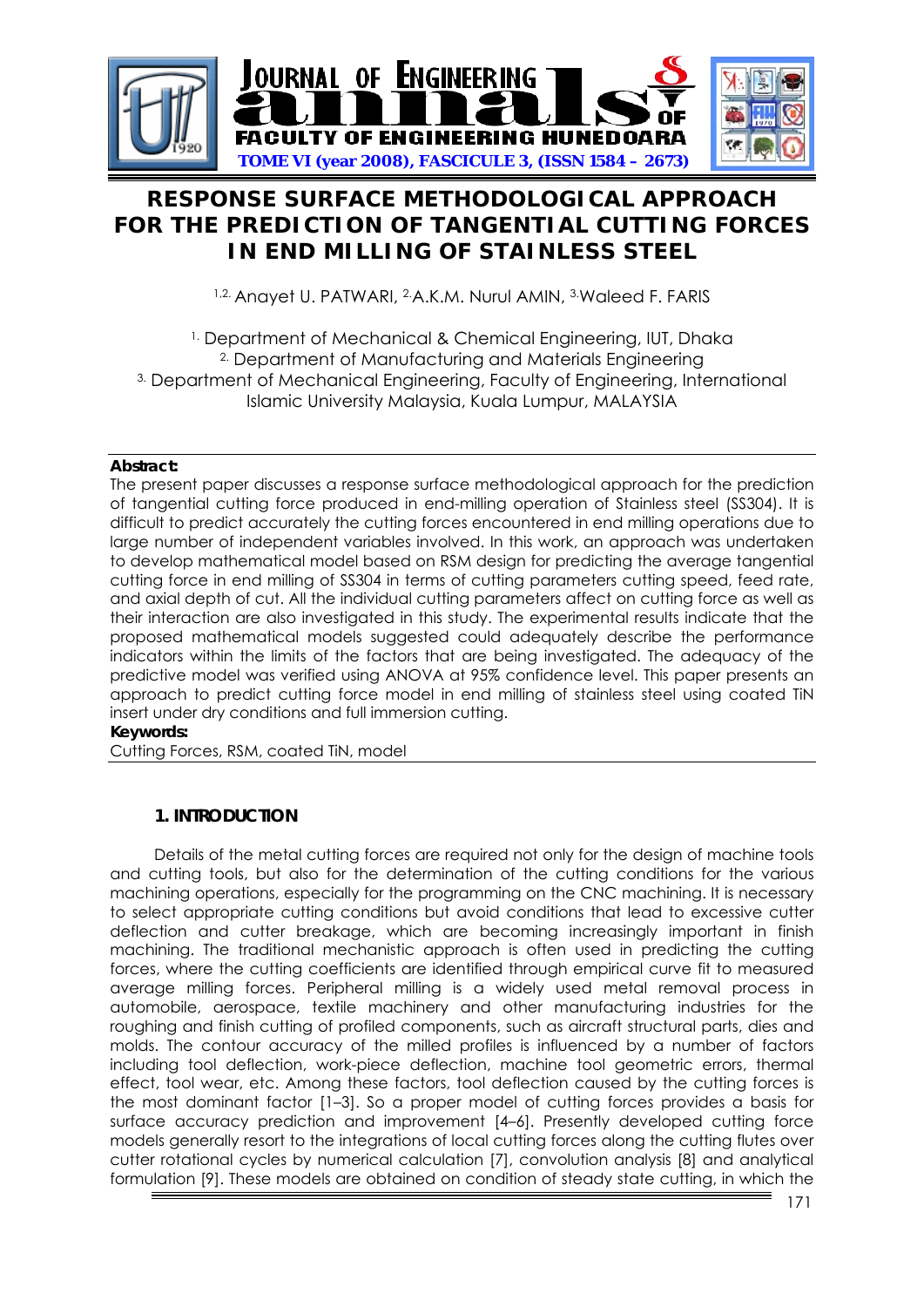# RESPONSE SURFACE METHODOLOGICAL APPROACH FOR THE PREDICTION OF TANGENTIAL CUTTING FORCES IN END MILLING OF STAINLESS STEEL

[1,2] Anayet U. PATWARI, [2] A.K.M. Nurul AMIN, [3] Waleed F. FARIS

[1] Department of Mechanical & Chemical Engineering, IUT, Dhaka
[2] Department of Manufacturing and Materials Engineering
[3] Department of Mechanical Engineering, Faculty of Engineering, International Islamic University Malaysia, Kuala Lumpur, MALAYSIA

**Abstract:**
The present paper discusses a response surface methodological approach for the prediction of tangential cutting force produced in end-milling operation of Stainless steel (SS304). It is difficult to predict accurately the cutting forces encountered in end milling operations due to large number of independent variables involved. In this work, an approach was undertaken to develop mathematical model based on RSM design for predicting the average tangential cutting force in end milling of SS304 in terms of cutting parameters cutting speed, feed rate, and axial depth of cut. All the individual cutting parameters affect on cutting force as well as their interaction are also investigated in this study. The experimental results indicate that the proposed mathematical models suggested could adequately describe the performance indicators within the limits of the factors that are being investigated. The adequacy of the predictive model was verified using ANOVA at 95% confidence level. This paper presents an approach to predict cutting force model in end milling of stainless steel using coated TiN insert under dry conditions and full immersion cutting.

**Keywords:**
Cutting Forces, RSM, coated TiN, model

## 1. INTRODUCTION

Details of the metal cutting forces are required not only for the design of machine tools and cutting tools, but also for the determination of the cutting conditions for the various machining operations, especially for the programming on the CNC machining. It is necessary to select appropriate cutting conditions but avoid conditions that lead to excessive cutter deflection and cutter breakage, which are becoming increasingly important in finish machining. The traditional mechanistic approach is often used in predicting the cutting forces, where the cutting coefficients are identified through empirical curve fit to measured average milling forces. Peripheral milling is a widely used metal removal process in automobile, aerospace, textile machinery and other manufacturing industries for the roughing and finish cutting of profiled components, such as aircraft structural parts, dies and molds. The contour accuracy of the milled profiles is influenced by a number of factors including tool deflection, work-piece deflection, machine tool geometric errors, thermal effect, tool wear, etc. Among these factors, tool deflection caused by the cutting forces is the most dominant factor [1–3]. So a proper model of cutting forces provides a basis for surface accuracy prediction and improvement [4–6]. Presently developed cutting force models generally resort to the integrations of local cutting forces along the cutting flutes over cutter rotational cycles by numerical calculation [7], convolution analysis [8] and analytical formulation [9]. These models are obtained on condition of steady state cutting, in which the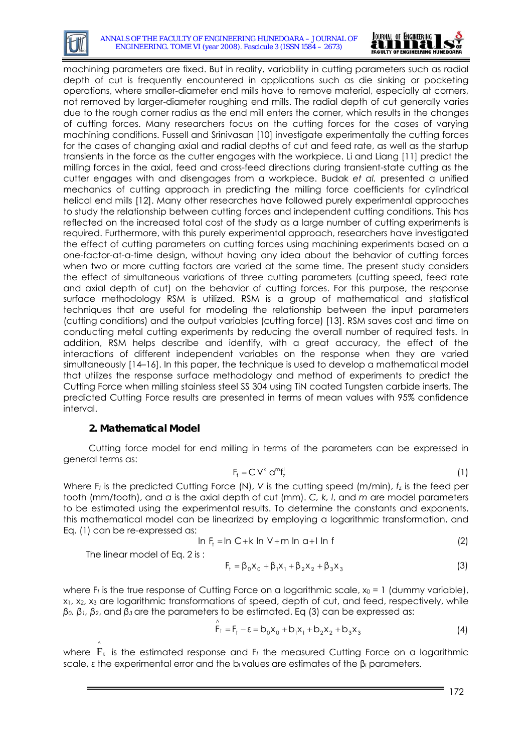machining parameters are fixed. But in reality, variability in cutting parameters such as radial depth of cut is frequently encountered in applications such as die sinking or pocketing operations, where smaller-diameter end mills have to remove material, especially at corners, not removed by larger-diameter roughing end mills. The radial depth of cut generally varies due to the rough corner radius as the end mill enters the corner, which results in the changes of cutting forces. Many researchers focus on the cutting forces for the cases of varying machining conditions. Fussell and Srinivasan [10] investigate experimentally the cutting forces for the cases of changing axial and radial depths of cut and feed rate, as well as the startup transients in the force as the cutter engages with the workpiece. Li and Liang [11] predict the milling forces in the axial, feed and cross-feed directions during transient-state cutting as the cutter engages with and disengages from a workpiece. Budak *et al.* presented a unified mechanics of cutting approach in predicting the milling force coefficients for cylindrical helical end mills [12]. Many other researches have followed purely experimental approaches to study the relationship between cutting forces and independent cutting conditions. This has reflected on the increased total cost of the study as a large number of cutting experiments is required. Furthermore, with this purely experimental approach, researchers have investigated the effect of cutting parameters on cutting forces using machining experiments based on a one-factor-at-a-time design, without having any idea about the behavior of cutting forces when two or more cutting factors are varied at the same time. The present study considers the effect of simultaneous variations of three cutting parameters (cutting speed, feed rate and axial depth of cut) on the behavior of cutting forces. For this purpose, the response surface methodology RSM is utilized. RSM is a group of mathematical and statistical techniques that are useful for modeling the relationship between the input parameters (cutting conditions) and the output variables (cutting force) [13]. RSM saves cost and time on conducting metal cutting experiments by reducing the overall number of required tests. In addition, RSM helps describe and identify, with a great accuracy, the effect of the interactions of different independent variables on the response when they are varied simultaneously [14–16]. In this paper, the technique is used to develop a mathematical model that utilizes the response surface methodology and method of experiments to predict the Cutting Force when milling stainless steel SS 304 using TiN coated Tungsten carbide inserts. The predicted Cutting Force results are presented in terms of mean values with 95% confidence interval.

## 2. Mathematical Model

Cutting force model for end milling in terms of the parameters can be expressed in general terms as:

$$F_t = C\,V^k\,a^m f_z^l \tag{1}$$

Where $F_t$ is the predicted Cutting Force (N), $V$ is the cutting speed (m/min), $f_z$ is the feed per tooth (mm/tooth), and $a$ is the axial depth of cut (mm). $C$, $k$, $l$, and $m$ are model parameters to be estimated using the experimental results. To determine the constants and exponents, this mathematical model can be linearized by employing a logarithmic transformation, and Eq. (1) can be re-expressed as:

$$\ln F_t = \ln C + k \ln V + m \ln a + l \ln f \tag{2}$$

The linear model of Eq. 2 is :

$$F_t = \beta_0 x_0 + \beta_1 x_1 + \beta_2 x_2 + \beta_3 x_3 \tag{3}$$

where $F_t$ is the true response of Cutting Force on a logarithmic scale, $x_0 = 1$ (dummy variable), $x_1$, $x_2$, $x_3$ are logarithmic transformations of speed, depth of cut, and feed, respectively, while $\beta_0$, $\beta_1$, $\beta_2$, and $\beta_3$ are the parameters to be estimated. Eq (3) can be expressed as:

$$\hat{F}_t = F_t - \varepsilon = b_0 x_0 + b_1 x_1 + b_2 x_2 + b_3 x_3 \tag{4}$$

where $\hat{F}_t$ is the estimated response and $F_t$ the measured Cutting Force on a logarithmic scale, $\varepsilon$ the experimental error and the $b_i$ values are estimates of the $\beta_i$ parameters.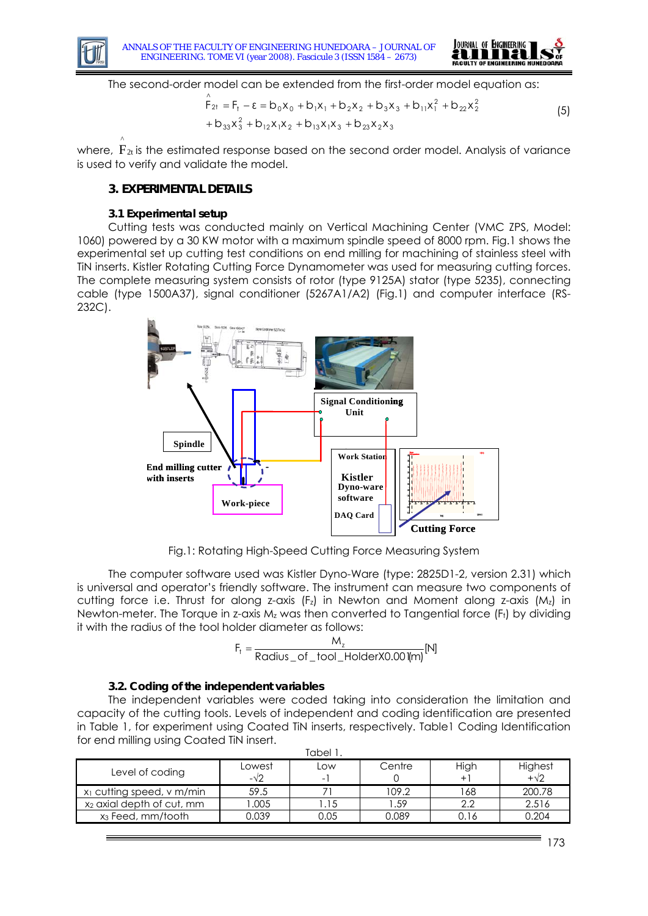The second-order model can be extended from the first-order model equation as:

$$\hat{F}_{2t} = F_t - \varepsilon = b_0x_0 + b_1x_1 + b_2x_2 + b_3x_3 + b_{11}x_1^2 + b_{22}x_2^2 + b_{33}x_3^2 + b_{12}x_1x_2 + b_{13}x_1x_3 + b_{23}x_2x_3 \quad (5)$$

where, $\hat{F}_{2t}$ is the estimated response based on the second order model. Analysis of variance is used to verify and validate the model.

## 3. EXPERIMENTAL DETAILS

### 3.1 Experimental setup

Cutting tests was conducted mainly on Vertical Machining Center (VMC ZPS, Model: 1060) powered by a 30 KW motor with a maximum spindle speed of 8000 rpm. Fig.1 shows the experimental set up cutting test conditions on end milling for machining of stainless steel with TiN inserts. Kistler Rotating Cutting Force Dynamometer was used for measuring cutting forces. The complete measuring system consists of rotor (type 9125A) stator (type 5235), connecting cable (type 1500A37), signal conditioner (5267A1/A2) (Fig.1) and computer interface (RS-232C).

Fig.1: Rotating High-Speed Cutting Force Measuring System

The computer software used was Kistler Dyno-Ware (type: 2825D1-2, version 2.31) which is universal and operator's friendly software. The instrument can measure two components of cutting force i.e. Thrust for along z-axis ($F_z$) in Newton and Moment along z-axis ($M_z$) in Newton-meter. The Torque in z-axis $M_z$ was then converted to Tangential force ($F_t$) by dividing it with the radius of the tool holder diameter as follows:

$$F_t = \frac{M_z}{Radius\_of\_tool\_HolderX0.001(m)}[N]$$

### 3.2. Coding of the independent variables

The independent variables were coded taking into consideration the limitation and capacity of the cutting tools. Levels of independent and coding identification are presented in Table 1, for experiment using Coated TiN inserts, respectively. Table1 Coding Identification for end milling using Coated TiN insert.

Tabel 1.

| Level of coding | Lowest $-\sqrt{2}$ | Low -1 | Centre 0 | High +1 | Highest $+\sqrt{2}$ |
|---|---|---|---|---|---|
| $x_1$ cutting speed, v m/min | 59.5 | 71 | 109.2 | 168 | 200.78 |
| $x_2$ axial depth of cut, mm | 1.005 | 1.15 | 1.59 | 2.2 | 2.516 |
| $x_3$ Feed, mm/tooth | 0.039 | 0.05 | 0.089 | 0.16 | 0.204 |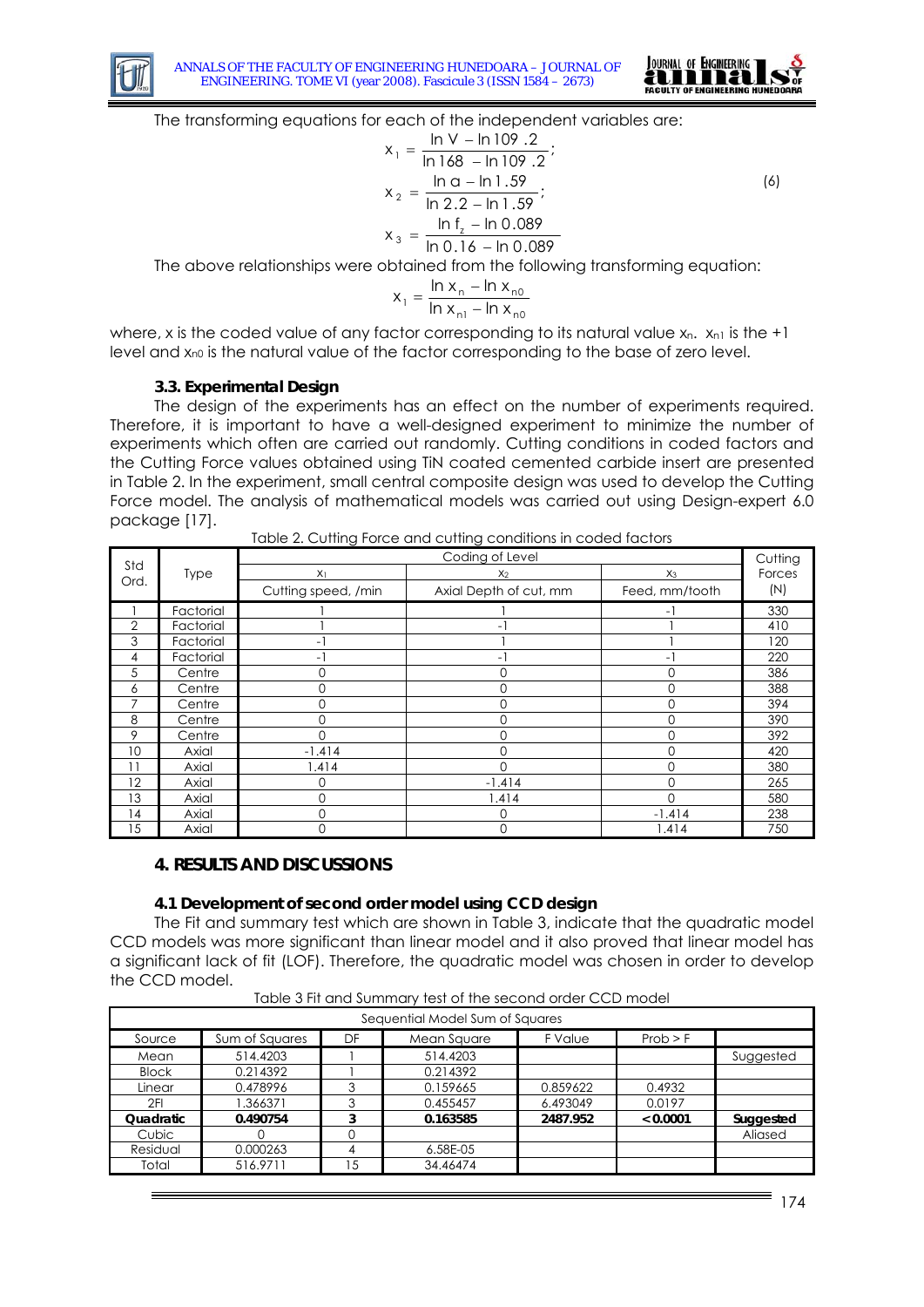The transforming equations for each of the independent variables are:

$$x_1 = \frac{\ln V - \ln 109.2}{\ln 168 - \ln 109.2};$$
$$x_2 = \frac{\ln a - \ln 1.59}{\ln 2.2 - \ln 1.59}; \qquad (6)$$
$$x_3 = \frac{\ln f_z - \ln 0.089}{\ln 0.16 - \ln 0.089}$$

The above relationships were obtained from the following transforming equation:

$$x_1 = \frac{\ln x_n - \ln x_{n0}}{\ln x_{n1} - \ln x_{n0}}$$

where, x is the coded value of any factor corresponding to its natural value $x_n$. $x_{n1}$ is the +1 level and $x_{n0}$ is the natural value of the factor corresponding to the base of zero level.

### 3.3. Experimental Design

The design of the experiments has an effect on the number of experiments required. Therefore, it is important to have a well-designed experiment to minimize the number of experiments which often are carried out randomly. Cutting conditions in coded factors and the Cutting Force values obtained using TiN coated cemented carbide insert are presented in Table 2. In the experiment, small central composite design was used to develop the Cutting Force model. The analysis of mathematical models was carried out using Design-expert 6.0 package [17].

Table 2. Cutting Force and cutting conditions in coded factors

| Std Ord. | Type | Coding of Level | | | Cutting Forces (N) |
|---|---|---|---|---|---|
| | | $X_1$ | $X_2$ | $X_3$ | |
| | | Cutting speed, /min | Axial Depth of cut, mm | Feed, mm/tooth | |
| 1 | Factorial | 1 | 1 | -1 | 330 |
| 2 | Factorial | 1 | -1 | 1 | 410 |
| 3 | Factorial | -1 | 1 | 1 | 120 |
| 4 | Factorial | -1 | -1 | -1 | 220 |
| 5 | Centre | 0 | 0 | 0 | 386 |
| 6 | Centre | 0 | 0 | 0 | 388 |
| 7 | Centre | 0 | 0 | 0 | 394 |
| 8 | Centre | 0 | 0 | 0 | 390 |
| 9 | Centre | 0 | 0 | 0 | 392 |
| 10 | Axial | -1.414 | 0 | 0 | 420 |
| 11 | Axial | 1.414 | 0 | 0 | 380 |
| 12 | Axial | 0 | -1.414 | 0 | 265 |
| 13 | Axial | 0 | 1.414 | 0 | 580 |
| 14 | Axial | 0 | 0 | -1.414 | 238 |
| 15 | Axial | 0 | 0 | 1.414 | 750 |

## 4. RESULTS AND DISCUSSIONS

### 4.1 Development of second order model using CCD design

The Fit and summary test which are shown in Table 3, indicate that the quadratic model CCD models was more significant than linear model and it also proved that linear model has a significant lack of fit (LOF). Therefore, the quadratic model was chosen in order to develop the CCD model.

Table 3 Fit and Summary test of the second order CCD model

| Sequential Model Sum of Squares | | | | | | |
|---|---|---|---|---|---|---|
| Source | Sum of Squares | DF | Mean Square | F Value | Prob > F | |
| Mean | 514.4203 | 1 | 514.4203 | | | Suggested |
| Block | 0.214392 | 1 | 0.214392 | | | |
| Linear | 0.478996 | 3 | 0.159665 | 0.859622 | 0.4932 | |
| 2FI | 1.366371 | 3 | 0.455457 | 6.493049 | 0.0197 | |
| **Quadratic** | **0.490754** | **3** | **0.163585** | **2487.952** | **< 0.0001** | **Suggested** |
| Cubic | 0 | 0 | | | | Aliased |
| Residual | 0.000263 | 4 | 6.58E-05 | | | |
| Total | 516.9711 | 15 | 34.46474 | | | |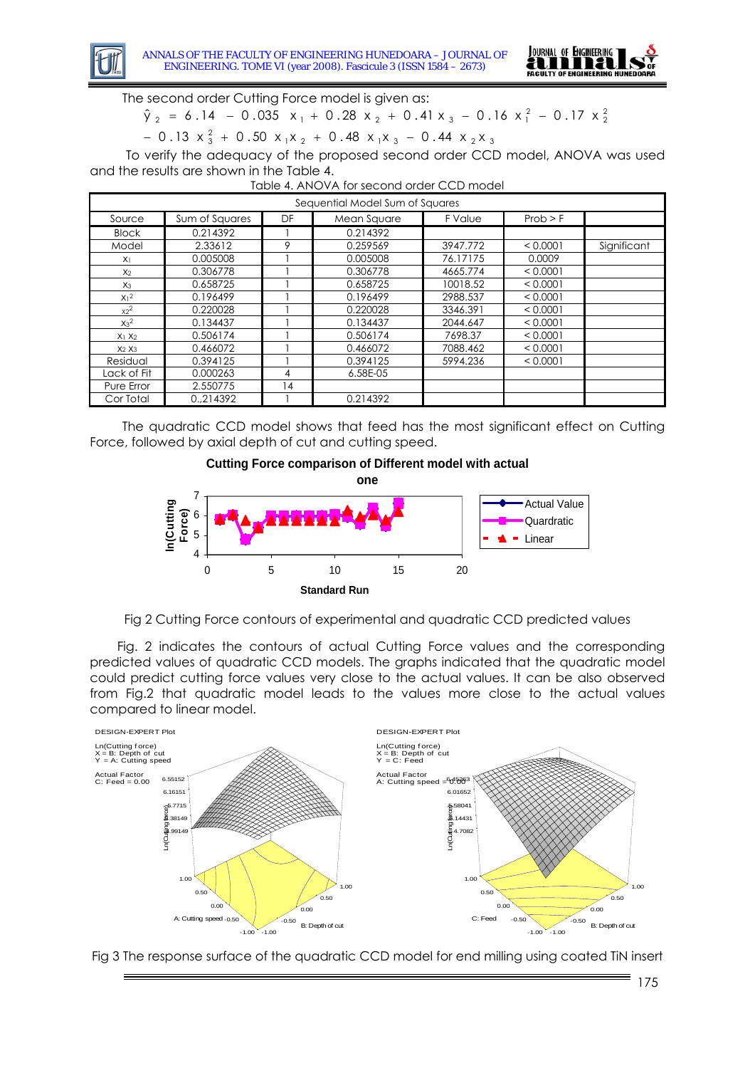The second order Cutting Force model is given as:

$$\hat{y}_2 = 6.14 - 0.035\ x_1 + 0.28\ x_2 + 0.41\ x_3 - 0.16\ x_1^2 - 0.17\ x_2^2$$
$$- 0.13\ x_3^2 + 0.50\ x_1 x_2 + 0.48\ x_1 x_3 - 0.44\ x_2 x_3$$

To verify the adequacy of the proposed second order CCD model, ANOVA was used and the results are shown in the Table 4.

Table 4. ANOVA for second order CCD model

| Sequential Model Sum of Squares | | | | | | |
|---|---|---|---|---|---|---|
| Source | Sum of Squares | DF | Mean Square | F Value | Prob > F | |
| Block | 0.214392 | 1 | 0.214392 | | | |
| Model | 2.33612 | 9 | 0.259569 | 3947.772 | < 0.0001 | Significant |
| $x_1$ | 0.005008 | 1 | 0.005008 | 76.17175 | 0.0009 | |
| $x_2$ | 0.306778 | 1 | 0.306778 | 4665.774 | < 0.0001 | |
| $x_3$ | 0.658725 | 1 | 0.658725 | 10018.52 | < 0.0001 | |
| $x_1^2$ | 0.196499 | 1 | 0.196499 | 2988.537 | < 0.0001 | |
| $x_2^2$ | 0.220028 | 1 | 0.220028 | 3346.391 | < 0.0001 | |
| $x_3^2$ | 0.134437 | 1 | 0.134437 | 2044.647 | < 0.0001 | |
| $x_1 x_2$ | 0.506174 | 1 | 0.506174 | 7698.37 | < 0.0001 | |
| $x_2 x_3$ | 0.466072 | 1 | 0.466072 | 7088.462 | < 0.0001 | |
| Residual | 0.394125 | 1 | 0.394125 | 5994.236 | < 0.0001 | |
| Lack of Fit | 0.000263 | 4 | 6.58E-05 | | | |
| Pure Error | 2.550775 | 14 | | | | |
| Cor Total | 0.,214392 | 1 | 0.214392 | | | |

The quadratic CCD model shows that feed has the most significant effect on Cutting Force, followed by axial depth of cut and cutting speed.

Fig 2 Cutting Force contours of experimental and quadratic CCD predicted values

Fig. 2 indicates the contours of actual Cutting Force values and the corresponding predicted values of quadratic CCD models. The graphs indicated that the quadratic model could predict cutting force values very close to the actual values. It can be also observed from Fig.2 that quadratic model leads to the values more close to the actual values compared to linear model.

Fig 3 The response surface of the quadratic CCD model for end milling using coated TiN insert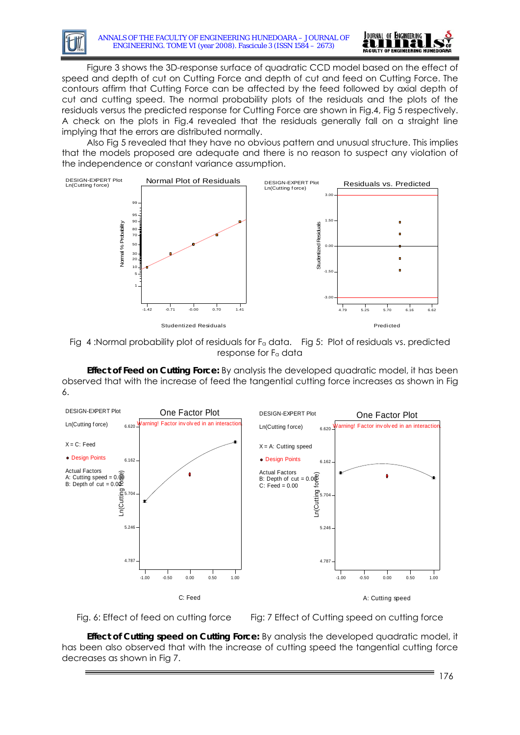Figure 3 shows the 3D-response surface of quadratic CCD model based on the effect of speed and depth of cut on Cutting Force and depth of cut and feed on Cutting Force. The contours affirm that Cutting Force can be affected by the feed followed by axial depth of cut and cutting speed. The normal probability plots of the residuals and the plots of the residuals versus the predicted response for Cutting Force are shown in Fig.4, Fig 5 respectively. A check on the plots in Fig.4 revealed that the residuals generally fall on a straight line implying that the errors are distributed normally.

Also Fig 5 revealed that they have no obvious pattern and unusual structure. This implies that the models proposed are adequate and there is no reason to suspect any violation of the independence or constant variance assumption.

Fig 4 :Normal probability plot of residuals for $F_a$ data. Fig 5: Plot of residuals vs. predicted response for $F_a$ data

**Effect of Feed on Cutting Force:** By analysis the developed quadratic model, it has been observed that with the increase of feed the tangential cutting force increases as shown in Fig 6.

Fig. 6: Effect of feed on cutting force Fig: 7 Effect of Cutting speed on cutting force

**Effect of Cutting speed on Cutting Force:** By analysis the developed quadratic model, it has been also observed that with the increase of cutting speed the tangential cutting force decreases as shown in Fig 7.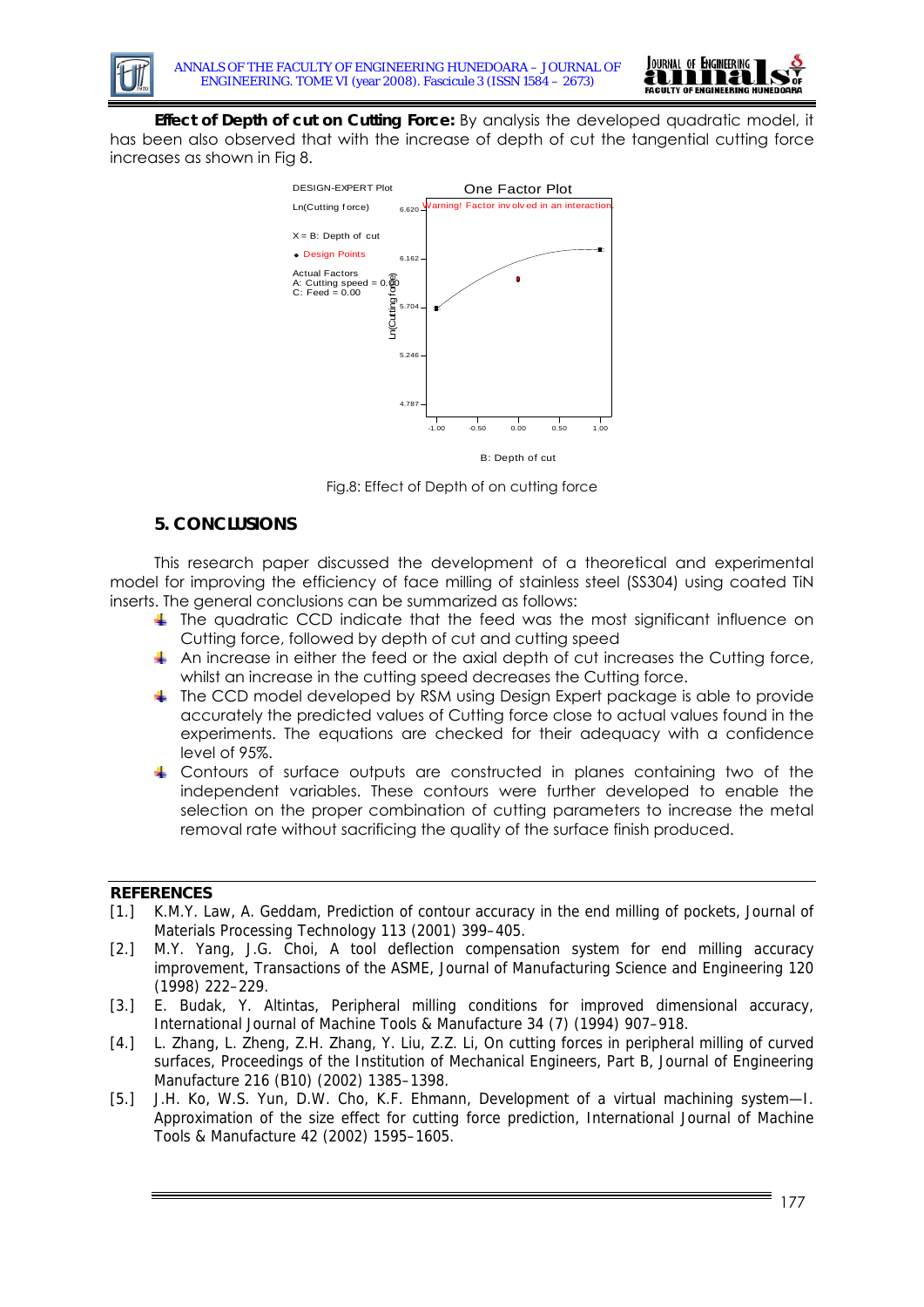**Effect of Depth of cut on Cutting Force:** By analysis the developed quadratic model, it has been also observed that with the increase of depth of cut the tangential cutting force increases as shown in Fig 8.

Fig.8: Effect of Depth of on cutting force

## 5. CONCLUSIONS

This research paper discussed the development of a theoretical and experimental model for improving the efficiency of face milling of stainless steel (SS304) using coated TiN inserts. The general conclusions can be summarized as follows:

- The quadratic CCD indicate that the feed was the most significant influence on Cutting force, followed by depth of cut and cutting speed
- An increase in either the feed or the axial depth of cut increases the Cutting force, whilst an increase in the cutting speed decreases the Cutting force.
- The CCD model developed by RSM using Design Expert package is able to provide accurately the predicted values of Cutting force close to actual values found in the experiments. The equations are checked for their adequacy with a confidence level of 95%.
- Contours of surface outputs are constructed in planes containing two of the independent variables. These contours were further developed to enable the selection on the proper combination of cutting parameters to increase the metal removal rate without sacrificing the quality of the surface finish produced.

## REFERENCES

[1.] K.M.Y. Law, A. Geddam, Prediction of contour accuracy in the end milling of pockets, Journal of Materials Processing Technology 113 (2001) 399–405.

[2.] M.Y. Yang, J.G. Choi, A tool deflection compensation system for end milling accuracy improvement, Transactions of the ASME, Journal of Manufacturing Science and Engineering 120 (1998) 222–229.

[3.] E. Budak, Y. Altintas, Peripheral milling conditions for improved dimensional accuracy, International Journal of Machine Tools & Manufacture 34 (7) (1994) 907–918.

[4.] L. Zhang, L. Zheng, Z.H. Zhang, Y. Liu, Z.Z. Li, On cutting forces in peripheral milling of curved surfaces, Proceedings of the Institution of Mechanical Engineers, Part B, Journal of Engineering Manufacture 216 (B10) (2002) 1385–1398.

[5.] J.H. Ko, W.S. Yun, D.W. Cho, K.F. Ehmann, Development of a virtual machining system—I. Approximation of the size effect for cutting force prediction, International Journal of Machine Tools & Manufacture 42 (2002) 1595–1605.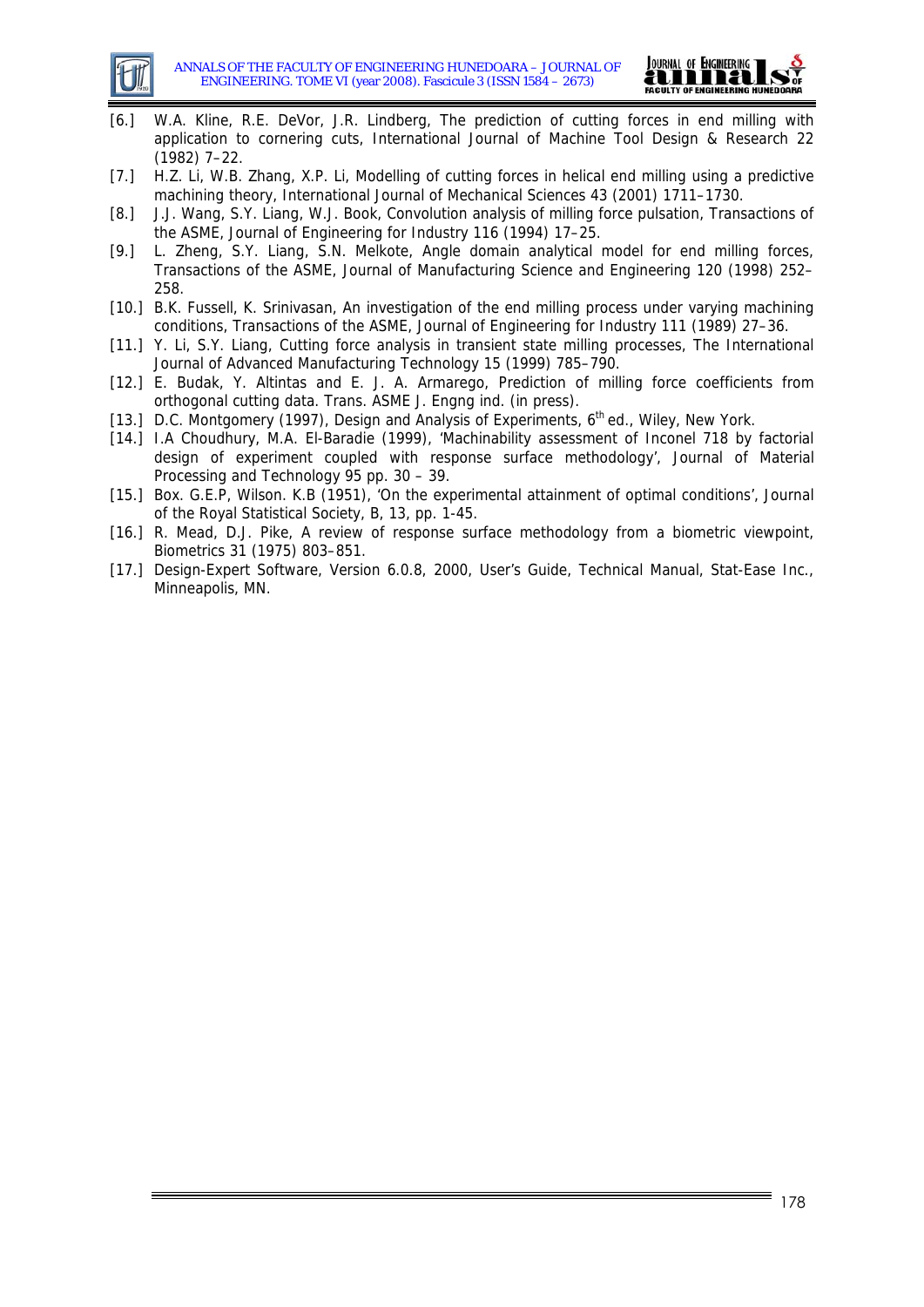[6.] W.A. Kline, R.E. DeVor, J.R. Lindberg, The prediction of cutting forces in end milling with application to cornering cuts, International Journal of Machine Tool Design & Research 22 (1982) 7–22.

[7.] H.Z. Li, W.B. Zhang, X.P. Li, Modelling of cutting forces in helical end milling using a predictive machining theory, International Journal of Mechanical Sciences 43 (2001) 1711–1730.

[8.] J.J. Wang, S.Y. Liang, W.J. Book, Convolution analysis of milling force pulsation, Transactions of the ASME, Journal of Engineering for Industry 116 (1994) 17–25.

[9.] L. Zheng, S.Y. Liang, S.N. Melkote, Angle domain analytical model for end milling forces, Transactions of the ASME, Journal of Manufacturing Science and Engineering 120 (1998) 252–258.

[10.] B.K. Fussell, K. Srinivasan, An investigation of the end milling process under varying machining conditions, Transactions of the ASME, Journal of Engineering for Industry 111 (1989) 27–36.

[11.] Y. Li, S.Y. Liang, Cutting force analysis in transient state milling processes, The International Journal of Advanced Manufacturing Technology 15 (1999) 785–790.

[12.] E. Budak, Y. Altintas and E. J. A. Armarego, Prediction of milling force coefficients from orthogonal cutting data. Trans. ASME J. Engng ind. (in press).

[13.] D.C. Montgomery (1997), Design and Analysis of Experiments, 6th ed., Wiley, New York.

[14.] I.A Choudhury, M.A. El-Baradie (1999), 'Machinability assessment of Inconel 718 by factorial design of experiment coupled with response surface methodology', Journal of Material Processing and Technology 95 pp. 30 – 39.

[15.] Box. G.E.P, Wilson. K.B (1951), 'On the experimental attainment of optimal conditions', Journal of the Royal Statistical Society, B, 13, pp. 1-45.

[16.] R. Mead, D.J. Pike, A review of response surface methodology from a biometric viewpoint, Biometrics 31 (1975) 803–851.

[17.] Design-Expert Software, Version 6.0.8, 2000, User's Guide, Technical Manual, Stat-Ease Inc., Minneapolis, MN.